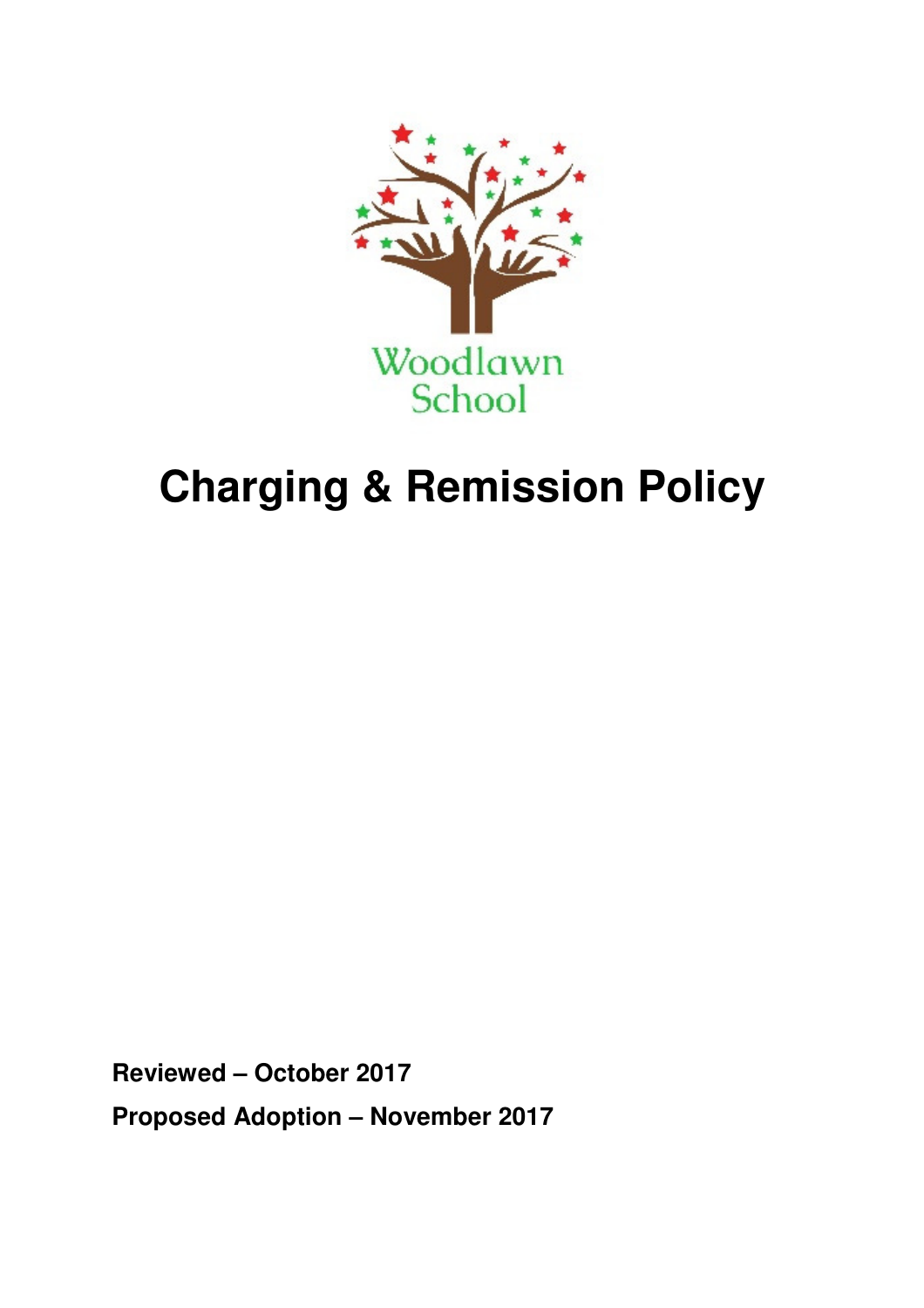Woodlawn School

# Charging & Remission Policy

**Reviewed – October 2017**

**Proposed Adoption – November 2017**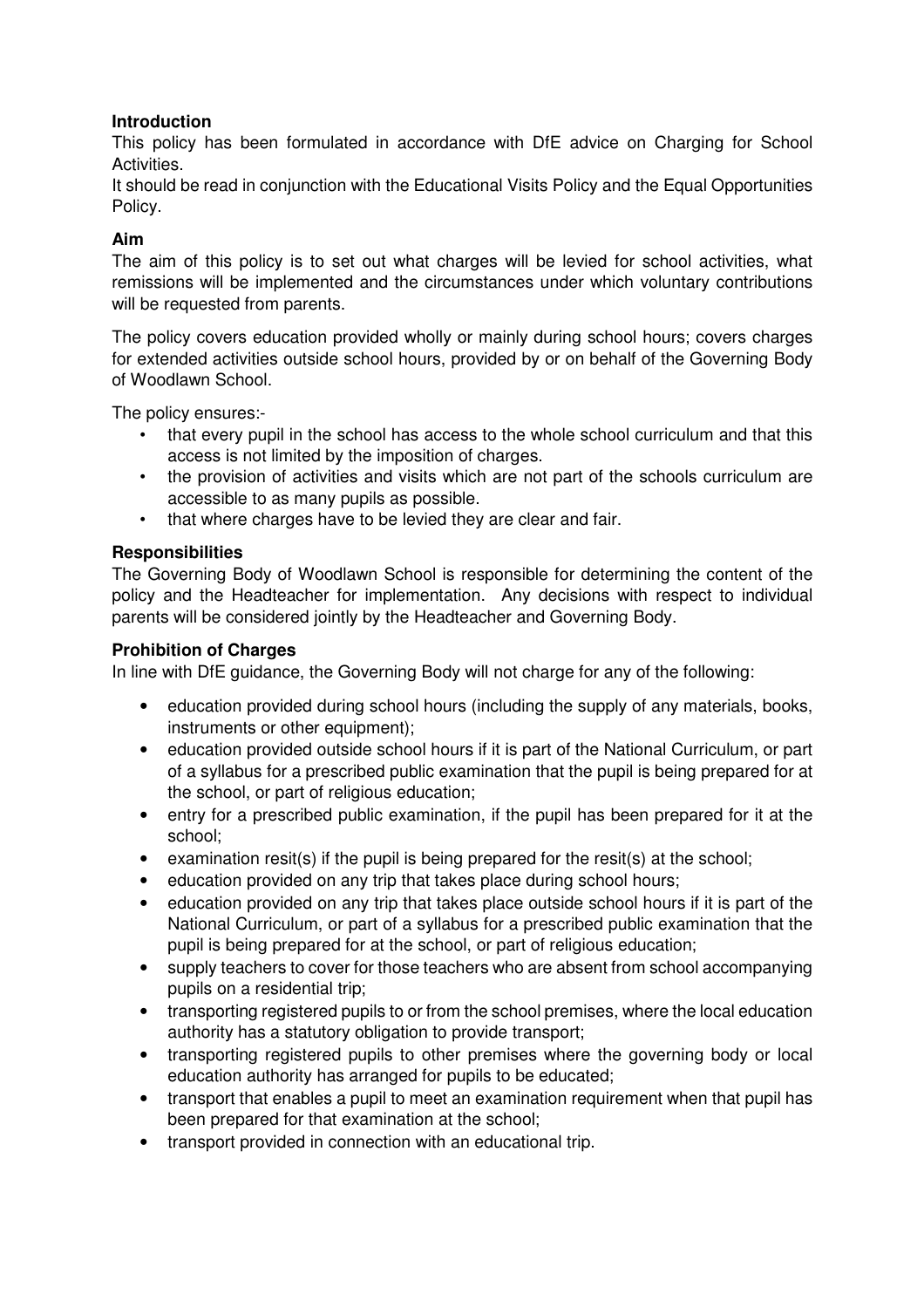**Introduction**

This policy has been formulated in accordance with DfE advice on Charging for School Activities.

It should be read in conjunction with the Educational Visits Policy and the Equal Opportunities Policy.

**Aim**

The aim of this policy is to set out what charges will be levied for school activities, what remissions will be implemented and the circumstances under which voluntary contributions will be requested from parents.

The policy covers education provided wholly or mainly during school hours; covers charges for extended activities outside school hours, provided by or on behalf of the Governing Body of Woodlawn School.

The policy ensures:-

- that every pupil in the school has access to the whole school curriculum and that this access is not limited by the imposition of charges.
- the provision of activities and visits which are not part of the schools curriculum are accessible to as many pupils as possible.
- that where charges have to be levied they are clear and fair.

**Responsibilities**

The Governing Body of Woodlawn School is responsible for determining the content of the policy and the Headteacher for implementation. Any decisions with respect to individual parents will be considered jointly by the Headteacher and Governing Body.

**Prohibition of Charges**

In line with DfE guidance, the Governing Body will not charge for any of the following:

- education provided during school hours (including the supply of any materials, books, instruments or other equipment);
- education provided outside school hours if it is part of the National Curriculum, or part of a syllabus for a prescribed public examination that the pupil is being prepared for at the school, or part of religious education;
- entry for a prescribed public examination, if the pupil has been prepared for it at the school;
- examination resit(s) if the pupil is being prepared for the resit(s) at the school;
- education provided on any trip that takes place during school hours;
- education provided on any trip that takes place outside school hours if it is part of the National Curriculum, or part of a syllabus for a prescribed public examination that the pupil is being prepared for at the school, or part of religious education;
- supply teachers to cover for those teachers who are absent from school accompanying pupils on a residential trip;
- transporting registered pupils to or from the school premises, where the local education authority has a statutory obligation to provide transport;
- transporting registered pupils to other premises where the governing body or local education authority has arranged for pupils to be educated;
- transport that enables a pupil to meet an examination requirement when that pupil has been prepared for that examination at the school;
- transport provided in connection with an educational trip.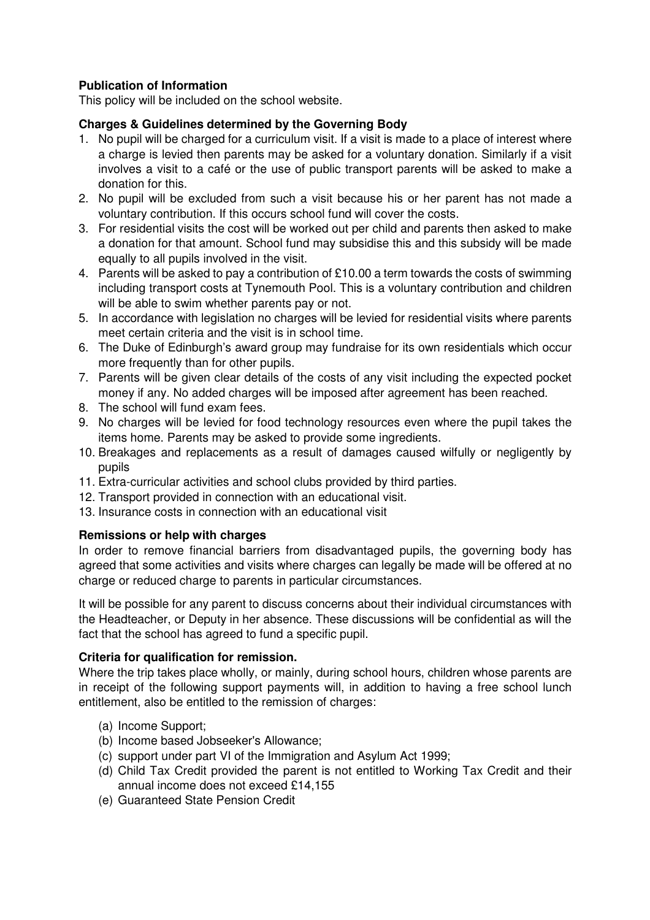**Publication of Information**

This policy will be included on the school website.

**Charges & Guidelines determined by the Governing Body**

1. No pupil will be charged for a curriculum visit. If a visit is made to a place of interest where a charge is levied then parents may be asked for a voluntary donation. Similarly if a visit involves a visit to a café or the use of public transport parents will be asked to make a donation for this.
2. No pupil will be excluded from such a visit because his or her parent has not made a voluntary contribution. If this occurs school fund will cover the costs.
3. For residential visits the cost will be worked out per child and parents then asked to make a donation for that amount. School fund may subsidise this and this subsidy will be made equally to all pupils involved in the visit.
4. Parents will be asked to pay a contribution of £10.00 a term towards the costs of swimming including transport costs at Tynemouth Pool. This is a voluntary contribution and children will be able to swim whether parents pay or not.
5. In accordance with legislation no charges will be levied for residential visits where parents meet certain criteria and the visit is in school time.
6. The Duke of Edinburgh's award group may fundraise for its own residentials which occur more frequently than for other pupils.
7. Parents will be given clear details of the costs of any visit including the expected pocket money if any. No added charges will be imposed after agreement has been reached.
8. The school will fund exam fees.
9. No charges will be levied for food technology resources even where the pupil takes the items home. Parents may be asked to provide some ingredients.
10. Breakages and replacements as a result of damages caused wilfully or negligently by pupils
11. Extra-curricular activities and school clubs provided by third parties.
12. Transport provided in connection with an educational visit.
13. Insurance costs in connection with an educational visit

**Remissions or help with charges**

In order to remove financial barriers from disadvantaged pupils, the governing body has agreed that some activities and visits where charges can legally be made will be offered at no charge or reduced charge to parents in particular circumstances.

It will be possible for any parent to discuss concerns about their individual circumstances with the Headteacher, or Deputy in her absence. These discussions will be confidential as will the fact that the school has agreed to fund a specific pupil.

**Criteria for qualification for remission.**

Where the trip takes place wholly, or mainly, during school hours, children whose parents are in receipt of the following support payments will, in addition to having a free school lunch entitlement, also be entitled to the remission of charges:

(a) Income Support;
(b) Income based Jobseeker's Allowance;
(c) support under part VI of the Immigration and Asylum Act 1999;
(d) Child Tax Credit provided the parent is not entitled to Working Tax Credit and their annual income does not exceed £14,155
(e) Guaranteed State Pension Credit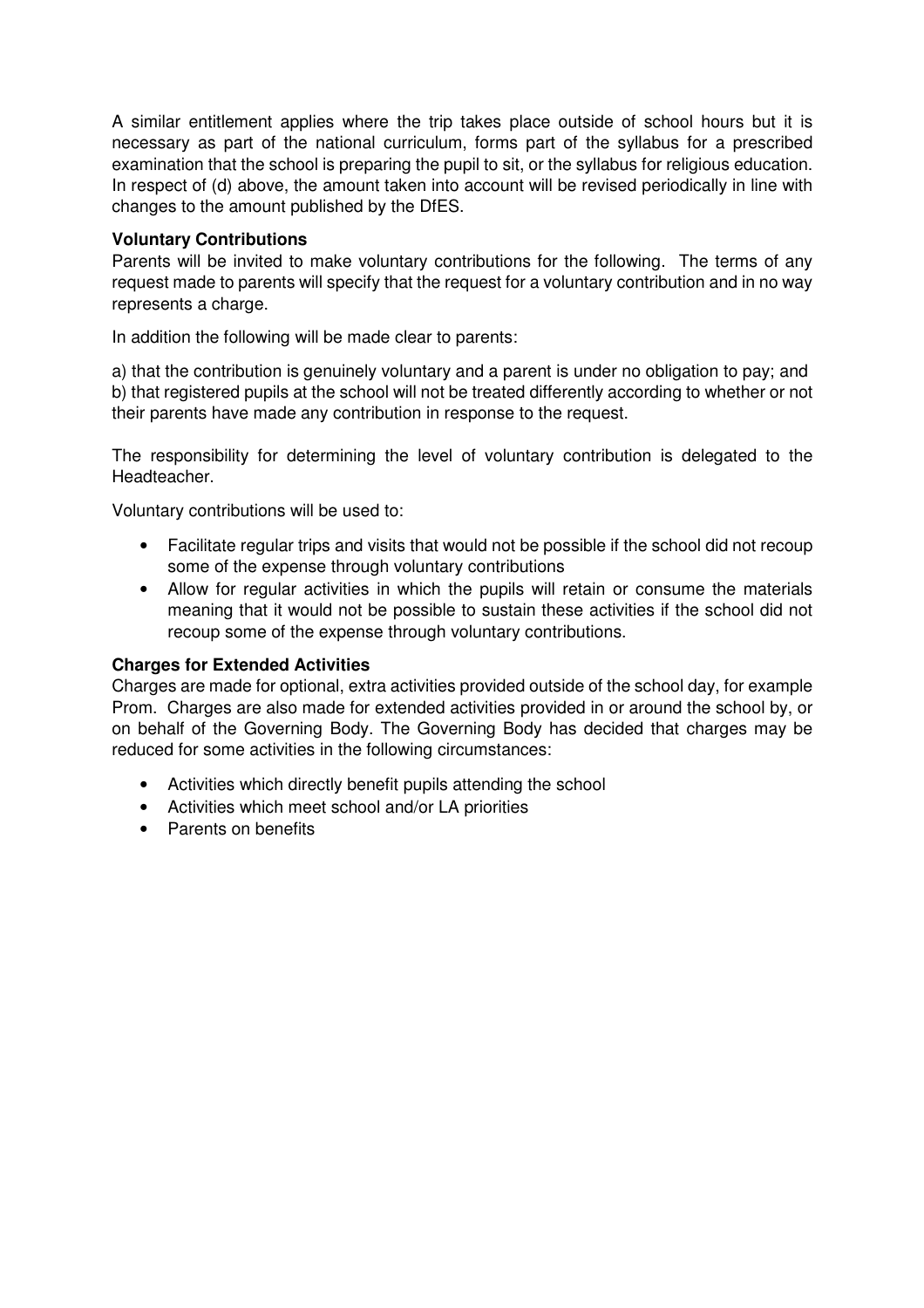A similar entitlement applies where the trip takes place outside of school hours but it is necessary as part of the national curriculum, forms part of the syllabus for a prescribed examination that the school is preparing the pupil to sit, or the syllabus for religious education. In respect of (d) above, the amount taken into account will be revised periodically in line with changes to the amount published by the DfES.

**Voluntary Contributions**

Parents will be invited to make voluntary contributions for the following. The terms of any request made to parents will specify that the request for a voluntary contribution and in no way represents a charge.

In addition the following will be made clear to parents:

a) that the contribution is genuinely voluntary and a parent is under no obligation to pay; and
b) that registered pupils at the school will not be treated differently according to whether or not their parents have made any contribution in response to the request.

The responsibility for determining the level of voluntary contribution is delegated to the Headteacher.

Voluntary contributions will be used to:

- Facilitate regular trips and visits that would not be possible if the school did not recoup some of the expense through voluntary contributions
- Allow for regular activities in which the pupils will retain or consume the materials meaning that it would not be possible to sustain these activities if the school did not recoup some of the expense through voluntary contributions.

**Charges for Extended Activities**

Charges are made for optional, extra activities provided outside of the school day, for example Prom. Charges are also made for extended activities provided in or around the school by, or on behalf of the Governing Body. The Governing Body has decided that charges may be reduced for some activities in the following circumstances:

- Activities which directly benefit pupils attending the school
- Activities which meet school and/or LA priorities
- Parents on benefits